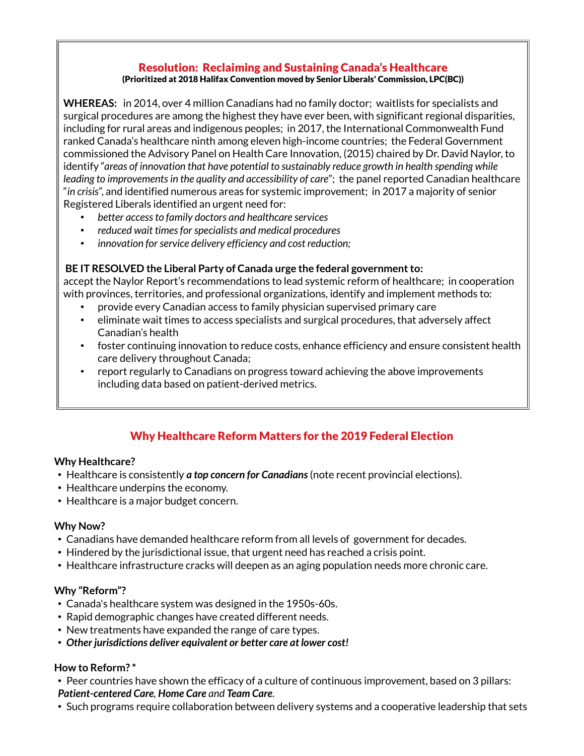## Resolution: Reclaiming and Sustaining Canada's Healthcare

**(Prioritized at 2018 Halifax Convention moved by Senior Liberals' Commission, LPC(BC))**

**WHEREAS:** in 2014, over 4 million Canadians had no family doctor; waitlists for specialists and surgical procedures are among the highest they have ever been, with significant regional disparities, including for rural areas and indigenous peoples; in 2017, the International Commonwealth Fund ranked Canada's healthcare ninth among eleven high-income countries; the Federal Government commissioned the Advisory Panel on Health Care Innovation, (2015) chaired by Dr. David Naylor, to identify "*areas of innovation that have potential to sustainably reduce growth in health spending while leading to improvements in the quality and accessibility of care*"; the panel reported Canadian healthcare "*in crisis*", and identified numerous areas for systemic improvement; in 2017 a majority of senior Registered Liberals identified an urgent need for:

- *better access to family doctors and healthcare services*
- *reduced wait times for specialists and medical procedures*
- *innovation for service delivery efficiency and cost reduction;*

**BE IT RESOLVED the Liberal Party of Canada urge the federal government to:**
accept the Naylor Report's recommendations to lead systemic reform of healthcare; in cooperation with provinces, territories, and professional organizations, identify and implement methods to:

- provide every Canadian access to family physician supervised primary care
- eliminate wait times to access specialists and surgical procedures, that adversely affect Canadian's health
- foster continuing innovation to reduce costs, enhance efficiency and ensure consistent health care delivery throughout Canada;
- report regularly to Canadians on progress toward achieving the above improvements including data based on patient-derived metrics.

## Why Healthcare Reform Matters for the 2019 Federal Election

**Why Healthcare?**

- Healthcare is consistently ***a top concern for Canadians*** (note recent provincial elections).
- Healthcare underpins the economy.
- Healthcare is a major budget concern.

**Why Now?**

- Canadians have demanded healthcare reform from all levels of government for decades.
- Hindered by the jurisdictional issue, that urgent need has reached a crisis point.
- Healthcare infrastructure cracks will deepen as an aging population needs more chronic care.

**Why "Reform"?**

- Canada's healthcare system was designed in the 1950s-60s.
- Rapid demographic changes have created different needs.
- New treatments have expanded the range of care types.
- ***Other jurisdictions deliver equivalent or better care at lower cost!***

**How to Reform? ***

- Peer countries have shown the efficacy of a culture of continuous improvement, based on 3 pillars: ***Patient-centered Care***, ***Home Care*** and ***Team Care***.
- Such programs require collaboration between delivery systems and a cooperative leadership that sets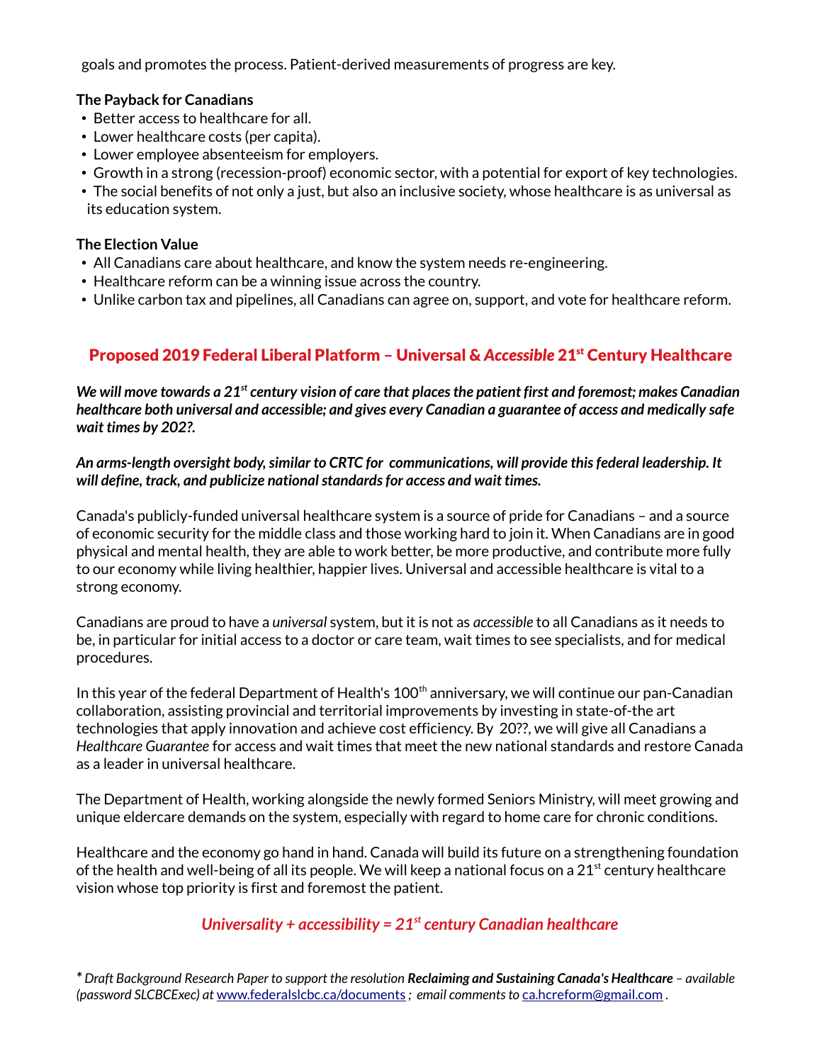goals and promotes the process. Patient-derived measurements of progress are key.

**The Payback for Canadians**

- Better access to healthcare for all.
- Lower healthcare costs (per capita).
- Lower employee absenteeism for employers.
- Growth in a strong (recession-proof) economic sector, with a potential for export of key technologies.
- The social benefits of not only a just, but also an inclusive society, whose healthcare is as universal as its education system.

**The Election Value**

- All Canadians care about healthcare, and know the system needs re-engineering.
- Healthcare reform can be a winning issue across the country.
- Unlike carbon tax and pipelines, all Canadians can agree on, support, and vote for healthcare reform.

## Proposed 2019 Federal Liberal Platform – Universal & *Accessible* 21st Century Healthcare

***We will move towards a 21st century vision of care that places the patient first and foremost; makes Canadian healthcare both universal and accessible; and gives every Canadian a guarantee of access and medically safe wait times by 202?.***

***An arms-length oversight body, similar to CRTC for communications, will provide this federal leadership. It will define, track, and publicize national standards for access and wait times.***

Canada's publicly-funded universal healthcare system is a source of pride for Canadians – and a source of economic security for the middle class and those working hard to join it. When Canadians are in good physical and mental health, they are able to work better, be more productive, and contribute more fully to our economy while living healthier, happier lives. Universal and accessible healthcare is vital to a strong economy.

Canadians are proud to have a *universal* system, but it is not as *accessible* to all Canadians as it needs to be, in particular for initial access to a doctor or care team, wait times to see specialists, and for medical procedures.

In this year of the federal Department of Health's 100th anniversary, we will continue our pan-Canadian collaboration, assisting provincial and territorial improvements by investing in state-of-the art technologies that apply innovation and achieve cost efficiency. By 20??, we will give all Canadians a *Healthcare Guarantee* for access and wait times that meet the new national standards and restore Canada as a leader in universal healthcare.

The Department of Health, working alongside the newly formed Seniors Ministry, will meet growing and unique eldercare demands on the system, especially with regard to home care for chronic conditions.

Healthcare and the economy go hand in hand. Canada will build its future on a strengthening foundation of the health and well-being of all its people. We will keep a national focus on a 21st century healthcare vision whose top priority is first and foremost the patient.

***Universality + accessibility = 21st century Canadian healthcare***

***** *Draft Background Research Paper to support the resolution* ***Reclaiming and Sustaining Canada's Healthcare*** *– available (password SLCBCExec) at* www.federalslcbc.ca/documents *; email comments to* ca.hcreform@gmail.com .